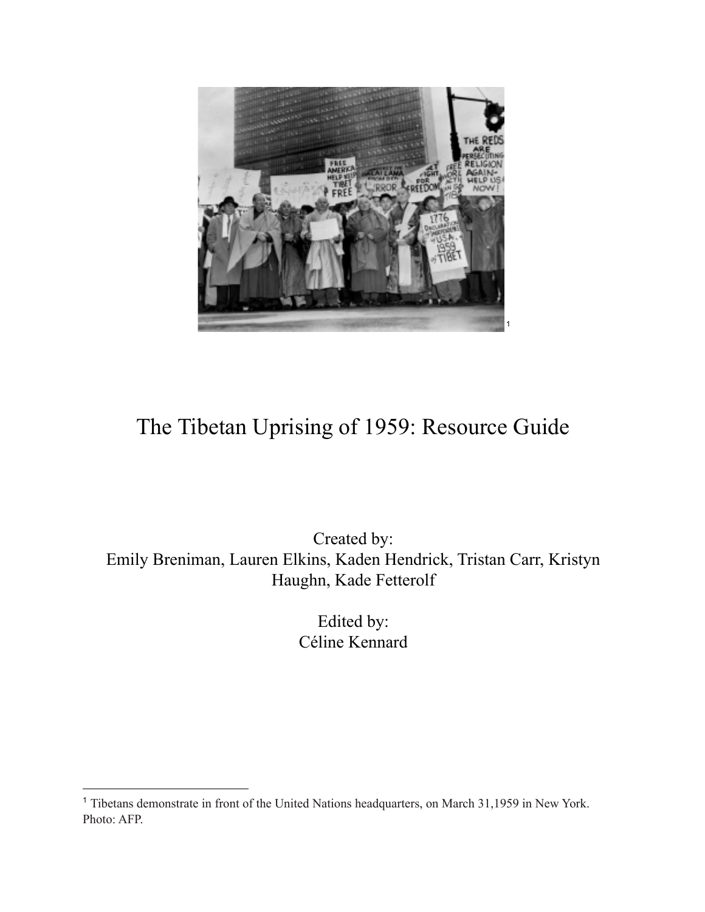# The Tibetan Uprising of 1959: Resource Guide

Created by:
Emily Breniman, Lauren Elkins, Kaden Hendrick, Tristan Carr, Kristyn Haughn, Kade Fetterolf

Edited by:
Céline Kennard

[1] Tibetans demonstrate in front of the United Nations headquarters, on March 31,1959 in New York. Photo: AFP.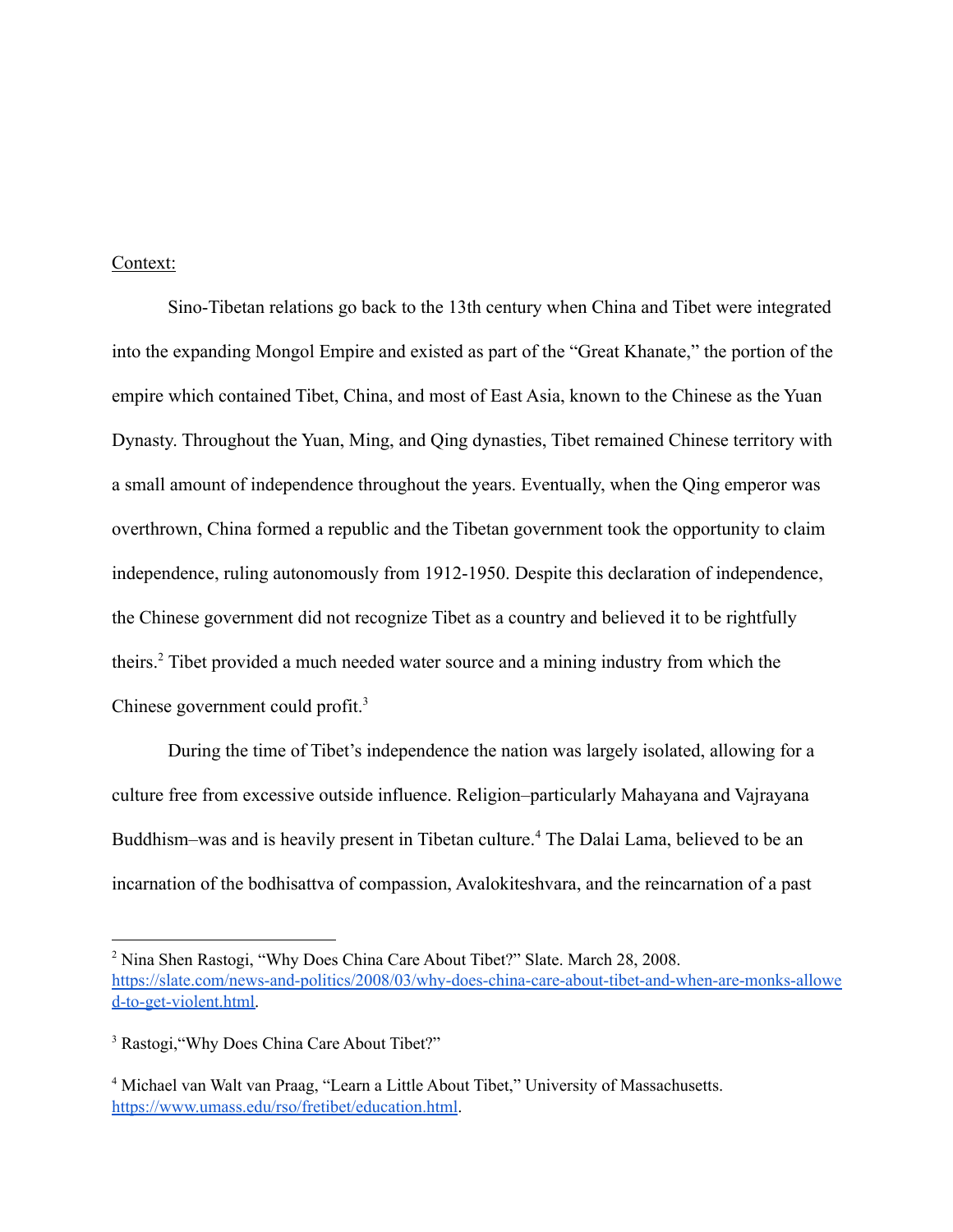<u>Context:</u>

Sino-Tibetan relations go back to the 13th century when China and Tibet were integrated into the expanding Mongol Empire and existed as part of the "Great Khanate," the portion of the empire which contained Tibet, China, and most of East Asia, known to the Chinese as the Yuan Dynasty. Throughout the Yuan, Ming, and Qing dynasties, Tibet remained Chinese territory with a small amount of independence throughout the years. Eventually, when the Qing emperor was overthrown, China formed a republic and the Tibetan government took the opportunity to claim independence, ruling autonomously from 1912-1950. Despite this declaration of independence, the Chinese government did not recognize Tibet as a country and believed it to be rightfully theirs.[2] Tibet provided a much needed water source and a mining industry from which the Chinese government could profit.[3]

During the time of Tibet's independence the nation was largely isolated, allowing for a culture free from excessive outside influence. Religion–particularly Mahayana and Vajrayana Buddhism–was and is heavily present in Tibetan culture.[4] The Dalai Lama, believed to be an incarnation of the bodhisattva of compassion, Avalokiteshvara, and the reincarnation of a past

---

[2] Nina Shen Rastogi, "Why Does China Care About Tibet?" Slate. March 28, 2008. https://slate.com/news-and-politics/2008/03/why-does-china-care-about-tibet-and-when-are-monks-allowed-to-get-violent.html.

[3] Rastogi,"Why Does China Care About Tibet?"

[4] Michael van Walt van Praag, "Learn a Little About Tibet," University of Massachusetts. https://www.umass.edu/rso/fretibet/education.html.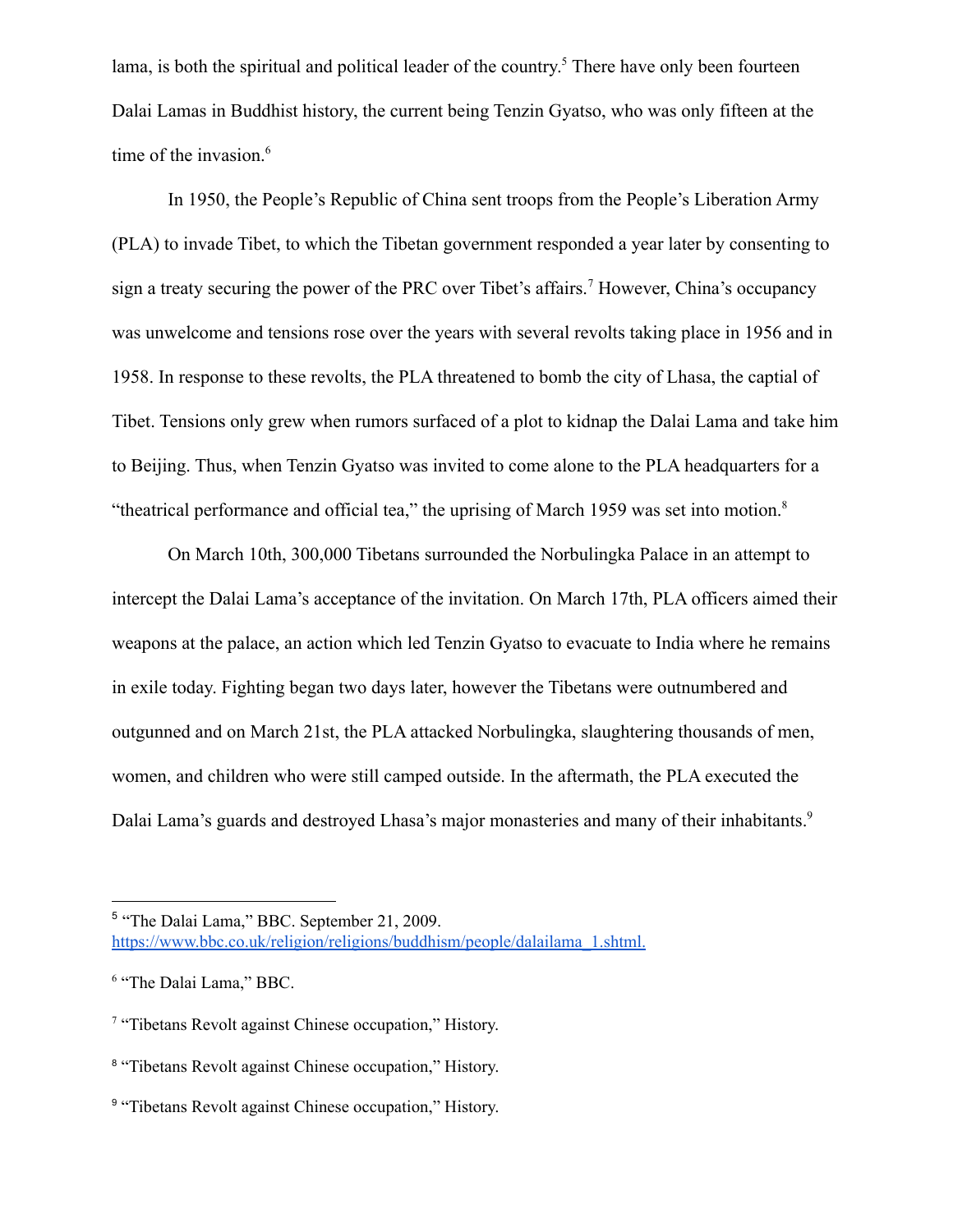lama, is both the spiritual and political leader of the country.[5] There have only been fourteen Dalai Lamas in Buddhist history, the current being Tenzin Gyatso, who was only fifteen at the time of the invasion.[6]

In 1950, the People's Republic of China sent troops from the People's Liberation Army (PLA) to invade Tibet, to which the Tibetan government responded a year later by consenting to sign a treaty securing the power of the PRC over Tibet's affairs.[7] However, China's occupancy was unwelcome and tensions rose over the years with several revolts taking place in 1956 and in 1958. In response to these revolts, the PLA threatened to bomb the city of Lhasa, the captial of Tibet. Tensions only grew when rumors surfaced of a plot to kidnap the Dalai Lama and take him to Beijing. Thus, when Tenzin Gyatso was invited to come alone to the PLA headquarters for a "theatrical performance and official tea," the uprising of March 1959 was set into motion.[8]

On March 10th, 300,000 Tibetans surrounded the Norbulingka Palace in an attempt to intercept the Dalai Lama's acceptance of the invitation. On March 17th, PLA officers aimed their weapons at the palace, an action which led Tenzin Gyatso to evacuate to India where he remains in exile today. Fighting began two days later, however the Tibetans were outnumbered and outgunned and on March 21st, the PLA attacked Norbulingka, slaughtering thousands of men, women, and children who were still camped outside. In the aftermath, the PLA executed the Dalai Lama's guards and destroyed Lhasa's major monasteries and many of their inhabitants.[9]

---

[5] "The Dalai Lama," BBC. September 21, 2009. https://www.bbc.co.uk/religion/religions/buddhism/people/dalailama_1.shtml.

[6] "The Dalai Lama," BBC.

[7] "Tibetans Revolt against Chinese occupation," History.

[8] "Tibetans Revolt against Chinese occupation," History.

[9] "Tibetans Revolt against Chinese occupation," History.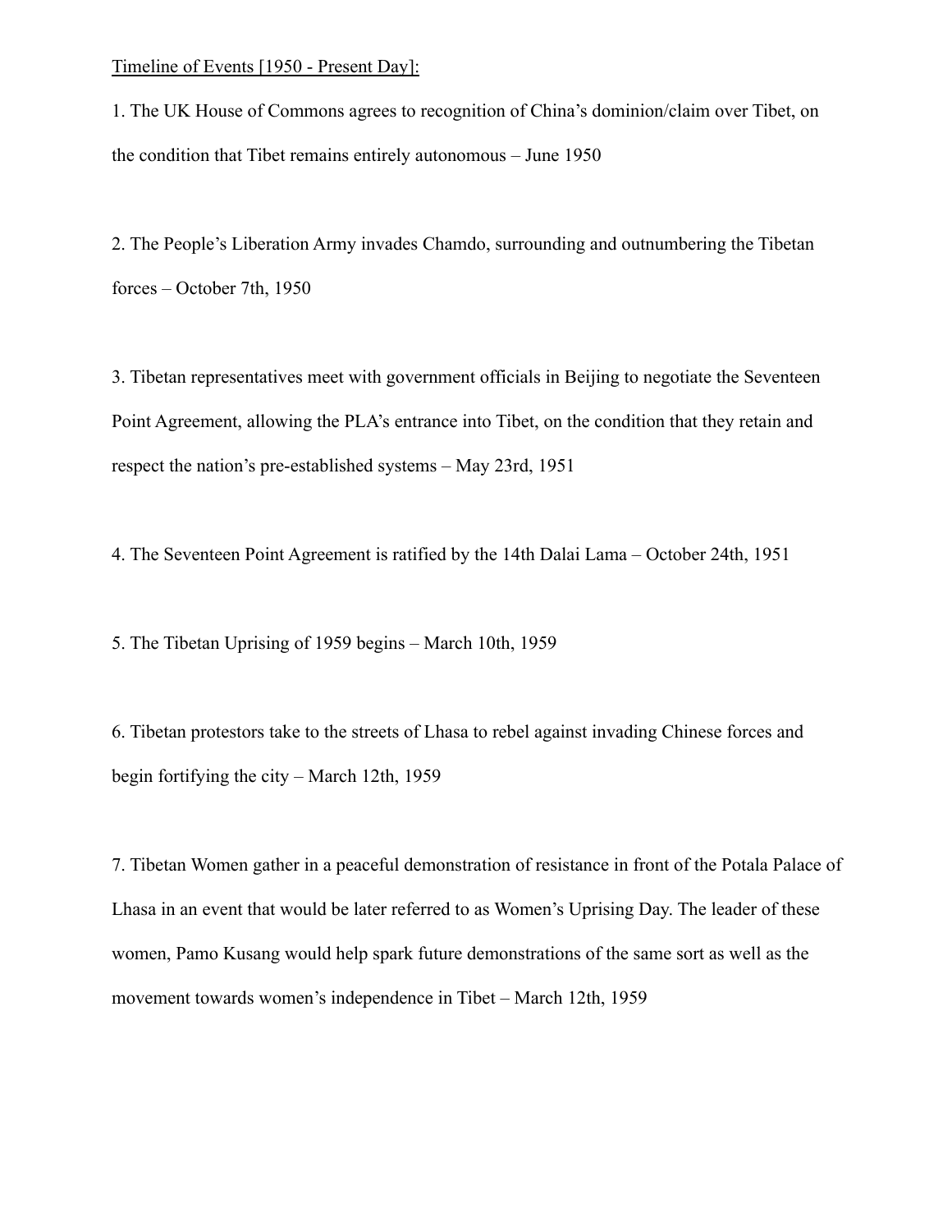<u>Timeline of Events [1950 - Present Day]:</u>

1. The UK House of Commons agrees to recognition of China's dominion/claim over Tibet, on the condition that Tibet remains entirely autonomous – June 1950

2. The People's Liberation Army invades Chamdo, surrounding and outnumbering the Tibetan forces – October 7th, 1950

3. Tibetan representatives meet with government officials in Beijing to negotiate the Seventeen Point Agreement, allowing the PLA's entrance into Tibet, on the condition that they retain and respect the nation's pre-established systems – May 23rd, 1951

4. The Seventeen Point Agreement is ratified by the 14th Dalai Lama – October 24th, 1951

5. The Tibetan Uprising of 1959 begins – March 10th, 1959

6. Tibetan protestors take to the streets of Lhasa to rebel against invading Chinese forces and begin fortifying the city – March 12th, 1959

7. Tibetan Women gather in a peaceful demonstration of resistance in front of the Potala Palace of Lhasa in an event that would be later referred to as Women's Uprising Day. The leader of these women, Pamo Kusang would help spark future demonstrations of the same sort as well as the movement towards women's independence in Tibet – March 12th, 1959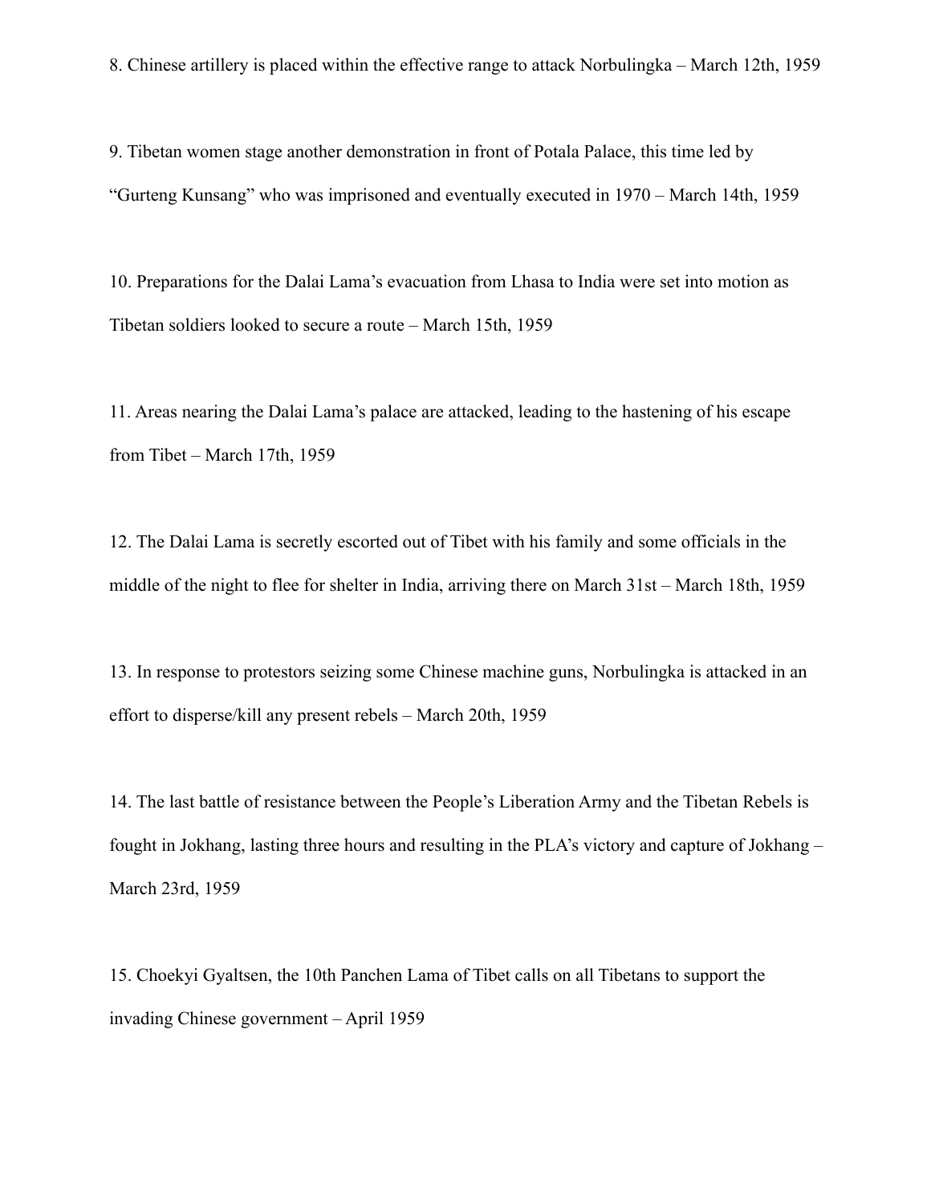8. Chinese artillery is placed within the effective range to attack Norbulingka – March 12th, 1959

9. Tibetan women stage another demonstration in front of Potala Palace, this time led by "Gurteng Kunsang" who was imprisoned and eventually executed in 1970 – March 14th, 1959

10. Preparations for the Dalai Lama's evacuation from Lhasa to India were set into motion as Tibetan soldiers looked to secure a route – March 15th, 1959

11. Areas nearing the Dalai Lama's palace are attacked, leading to the hastening of his escape from Tibet – March 17th, 1959

12. The Dalai Lama is secretly escorted out of Tibet with his family and some officials in the middle of the night to flee for shelter in India, arriving there on March 31st – March 18th, 1959

13. In response to protestors seizing some Chinese machine guns, Norbulingka is attacked in an effort to disperse/kill any present rebels – March 20th, 1959

14. The last battle of resistance between the People's Liberation Army and the Tibetan Rebels is fought in Jokhang, lasting three hours and resulting in the PLA's victory and capture of Jokhang – March 23rd, 1959

15. Choekyi Gyaltsen, the 10th Panchen Lama of Tibet calls on all Tibetans to support the invading Chinese government – April 1959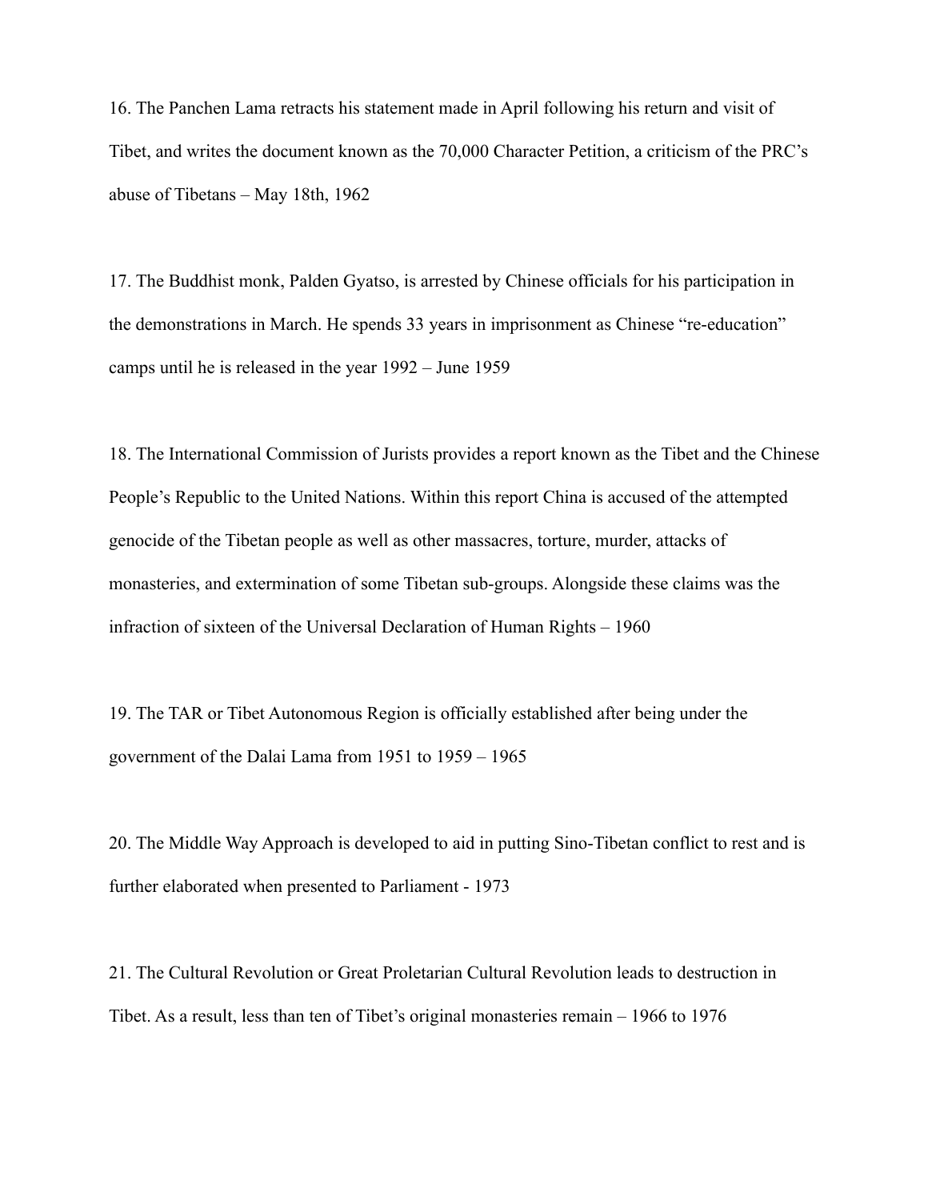16. The Panchen Lama retracts his statement made in April following his return and visit of Tibet, and writes the document known as the 70,000 Character Petition, a criticism of the PRC's abuse of Tibetans – May 18th, 1962

17. The Buddhist monk, Palden Gyatso, is arrested by Chinese officials for his participation in the demonstrations in March. He spends 33 years in imprisonment as Chinese "re-education" camps until he is released in the year 1992 – June 1959

18. The International Commission of Jurists provides a report known as the Tibet and the Chinese People's Republic to the United Nations. Within this report China is accused of the attempted genocide of the Tibetan people as well as other massacres, torture, murder, attacks of monasteries, and extermination of some Tibetan sub-groups. Alongside these claims was the infraction of sixteen of the Universal Declaration of Human Rights – 1960

19. The TAR or Tibet Autonomous Region is officially established after being under the government of the Dalai Lama from 1951 to 1959 – 1965

20. The Middle Way Approach is developed to aid in putting Sino-Tibetan conflict to rest and is further elaborated when presented to Parliament - 1973

21. The Cultural Revolution or Great Proletarian Cultural Revolution leads to destruction in Tibet. As a result, less than ten of Tibet's original monasteries remain – 1966 to 1976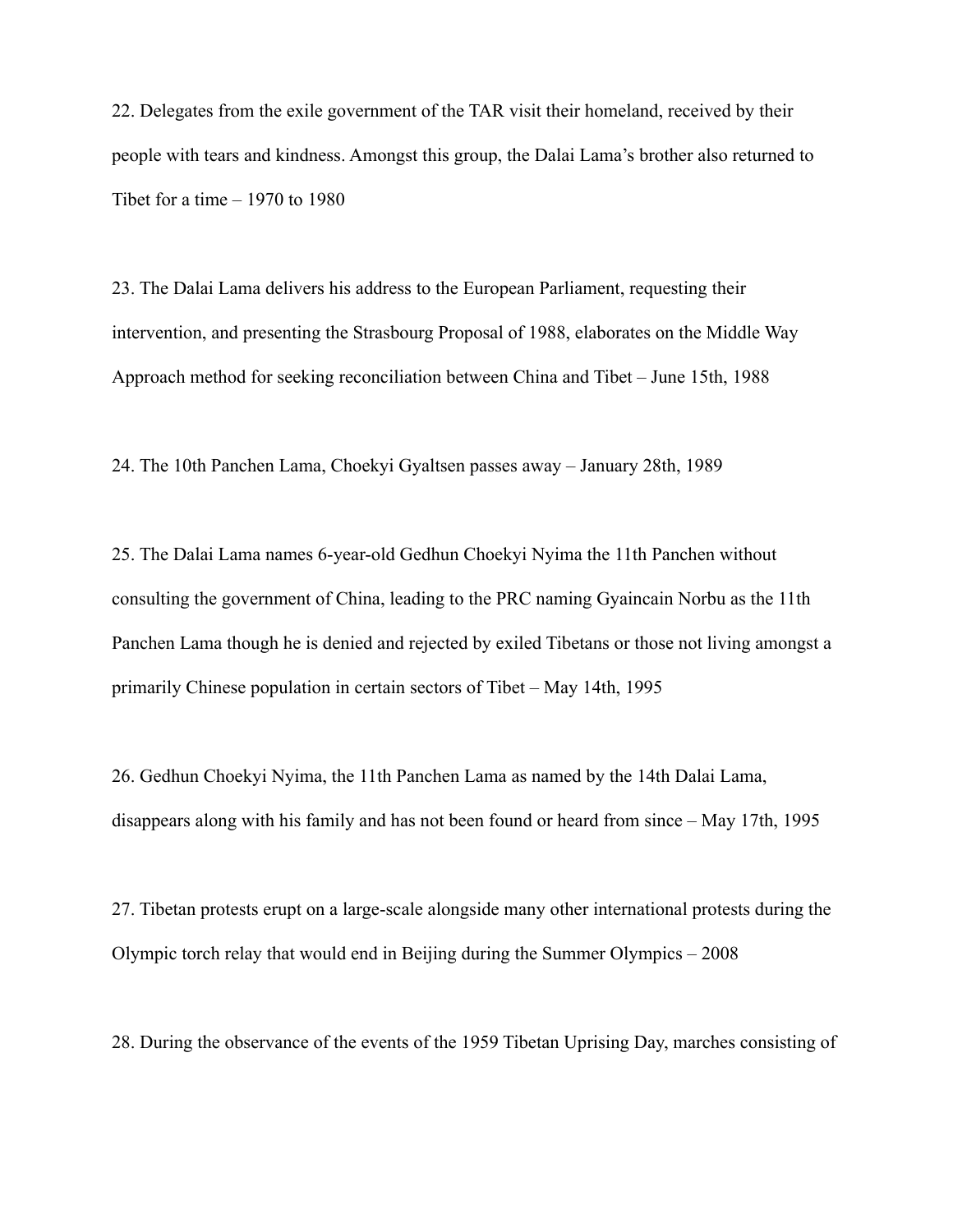22. Delegates from the exile government of the TAR visit their homeland, received by their people with tears and kindness. Amongst this group, the Dalai Lama's brother also returned to Tibet for a time – 1970 to 1980

23. The Dalai Lama delivers his address to the European Parliament, requesting their intervention, and presenting the Strasbourg Proposal of 1988, elaborates on the Middle Way Approach method for seeking reconciliation between China and Tibet – June 15th, 1988

24. The 10th Panchen Lama, Choekyi Gyaltsen passes away – January 28th, 1989

25. The Dalai Lama names 6-year-old Gedhun Choekyi Nyima the 11th Panchen without consulting the government of China, leading to the PRC naming Gyaincain Norbu as the 11th Panchen Lama though he is denied and rejected by exiled Tibetans or those not living amongst a primarily Chinese population in certain sectors of Tibet – May 14th, 1995

26. Gedhun Choekyi Nyima, the 11th Panchen Lama as named by the 14th Dalai Lama, disappears along with his family and has not been found or heard from since – May 17th, 1995

27. Tibetan protests erupt on a large-scale alongside many other international protests during the Olympic torch relay that would end in Beijing during the Summer Olympics – 2008

28. During the observance of the events of the 1959 Tibetan Uprising Day, marches consisting of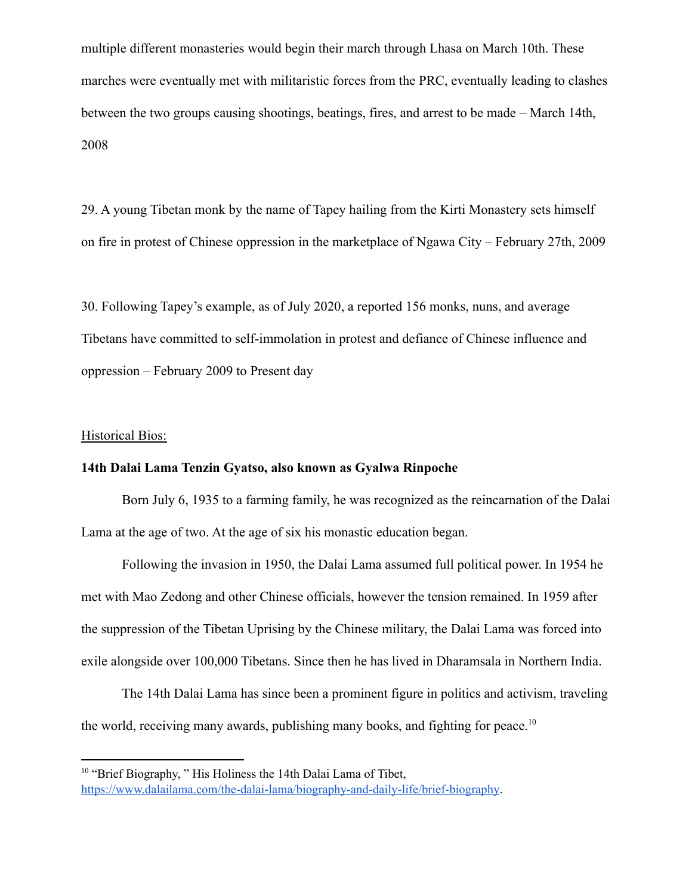multiple different monasteries would begin their march through Lhasa on March 10th. These marches were eventually met with militaristic forces from the PRC, eventually leading to clashes between the two groups causing shootings, beatings, fires, and arrest to be made – March 14th, 2008

29. A young Tibetan monk by the name of Tapey hailing from the Kirti Monastery sets himself on fire in protest of Chinese oppression in the marketplace of Ngawa City – February 27th, 2009

30. Following Tapey's example, as of July 2020, a reported 156 monks, nuns, and average Tibetans have committed to self-immolation in protest and defiance of Chinese influence and oppression – February 2009 to Present day

<u>Historical Bios:</u>

**14th Dalai Lama Tenzin Gyatso, also known as Gyalwa Rinpoche**

Born July 6, 1935 to a farming family, he was recognized as the reincarnation of the Dalai Lama at the age of two. At the age of six his monastic education began.

Following the invasion in 1950, the Dalai Lama assumed full political power. In 1954 he met with Mao Zedong and other Chinese officials, however the tension remained. In 1959 after the suppression of the Tibetan Uprising by the Chinese military, the Dalai Lama was forced into exile alongside over 100,000 Tibetans. Since then he has lived in Dharamsala in Northern India.

The 14th Dalai Lama has since been a prominent figure in politics and activism, traveling the world, receiving many awards, publishing many books, and fighting for peace.[10]

---

[10] "Brief Biography, " His Holiness the 14th Dalai Lama of Tibet, https://www.dalailama.com/the-dalai-lama/biography-and-daily-life/brief-biography.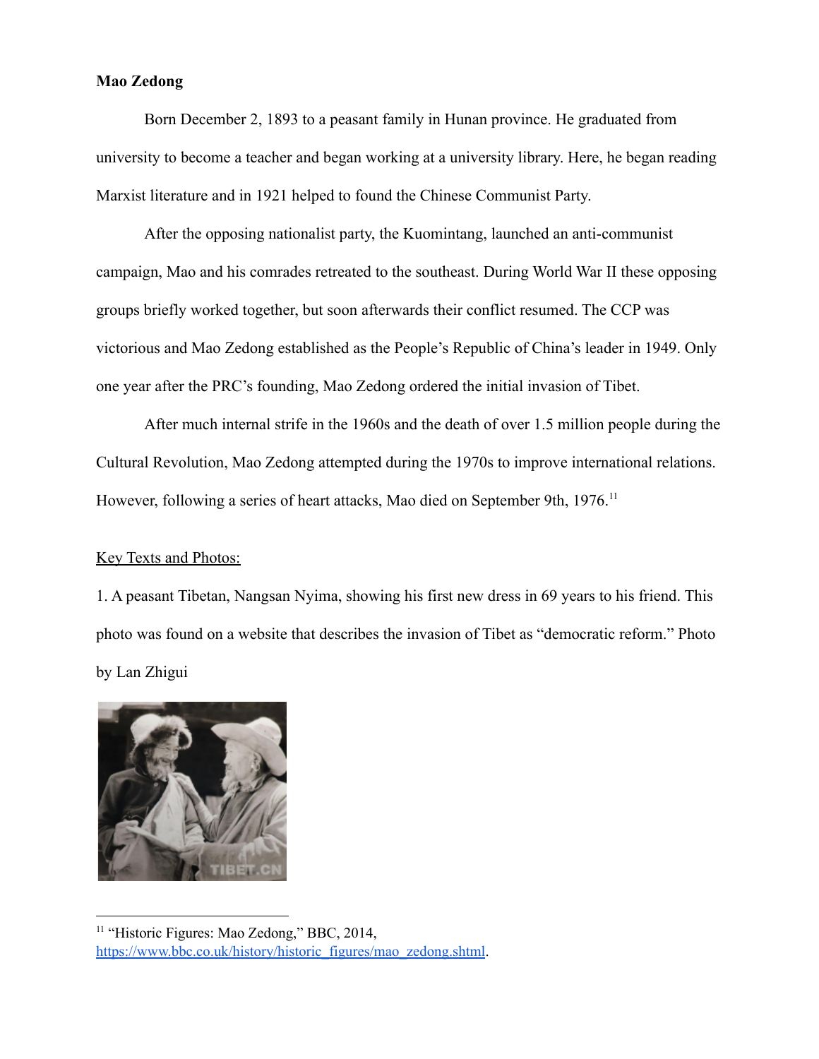**Mao Zedong**

Born December 2, 1893 to a peasant family in Hunan province. He graduated from university to become a teacher and began working at a university library. Here, he began reading Marxist literature and in 1921 helped to found the Chinese Communist Party.

After the opposing nationalist party, the Kuomintang, launched an anti-communist campaign, Mao and his comrades retreated to the southeast. During World War II these opposing groups briefly worked together, but soon afterwards their conflict resumed. The CCP was victorious and Mao Zedong established as the People's Republic of China's leader in 1949. Only one year after the PRC's founding, Mao Zedong ordered the initial invasion of Tibet.

After much internal strife in the 1960s and the death of over 1.5 million people during the Cultural Revolution, Mao Zedong attempted during the 1970s to improve international relations. However, following a series of heart attacks, Mao died on September 9th, 1976.[11]

<u>Key Texts and Photos:</u>

1. A peasant Tibetan, Nangsan Nyima, showing his first new dress in 69 years to his friend. This photo was found on a website that describes the invasion of Tibet as "democratic reform." Photo by Lan Zhigui

---

[11] "Historic Figures: Mao Zedong," BBC, 2014, https://www.bbc.co.uk/history/historic_figures/mao_zedong.shtml.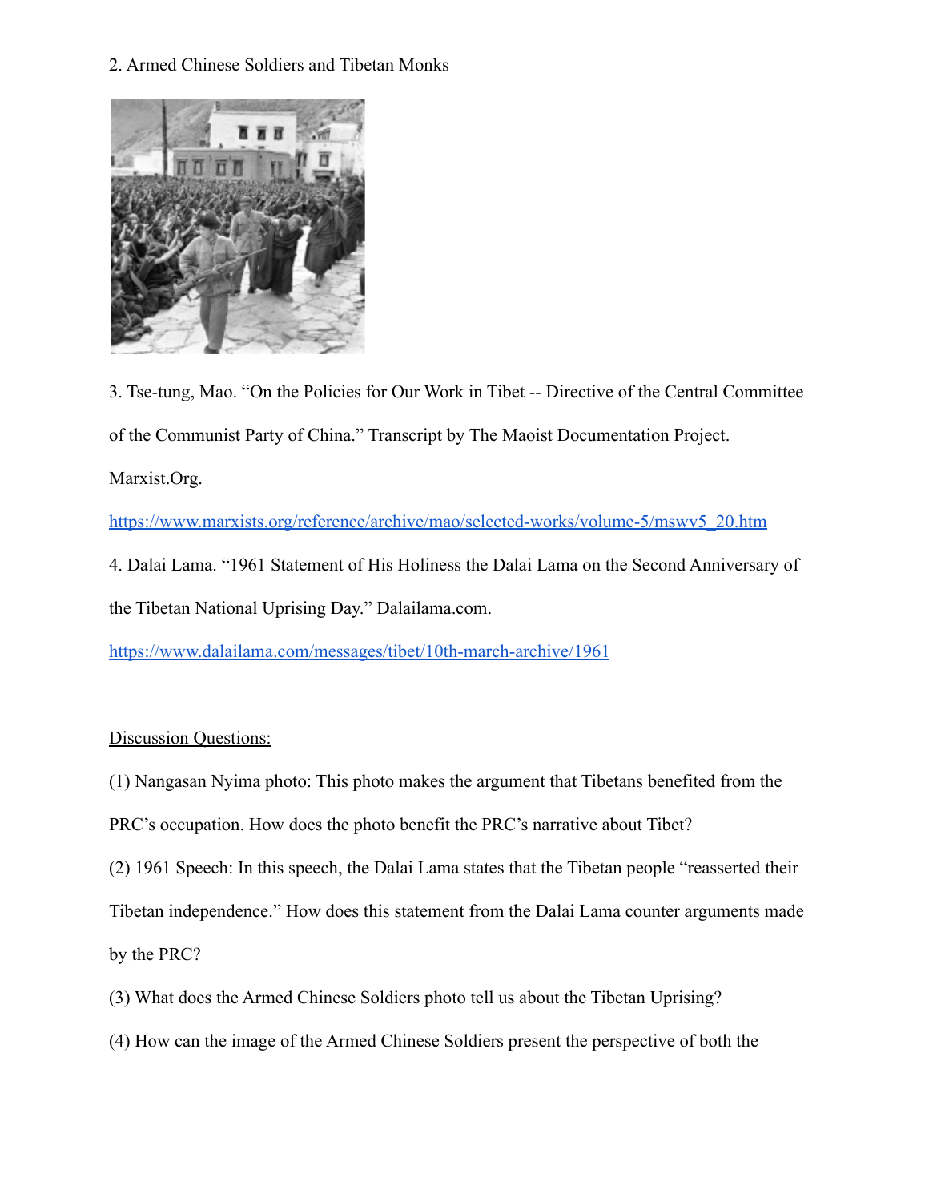2. Armed Chinese Soldiers and Tibetan Monks

3. Tse-tung, Mao. "On the Policies for Our Work in Tibet -- Directive of the Central Committee of the Communist Party of China." Transcript by The Maoist Documentation Project. Marxist.Org.

https://www.marxists.org/reference/archive/mao/selected-works/volume-5/mswv5_20.htm

4. Dalai Lama. "1961 Statement of His Holiness the Dalai Lama on the Second Anniversary of the Tibetan National Uprising Day." Dalailama.com.

https://www.dalailama.com/messages/tibet/10th-march-archive/1961

<u>Discussion Questions:</u>

(1) Nangasan Nyima photo: This photo makes the argument that Tibetans benefited from the PRC's occupation. How does the photo benefit the PRC's narrative about Tibet?

(2) 1961 Speech: In this speech, the Dalai Lama states that the Tibetan people "reasserted their Tibetan independence." How does this statement from the Dalai Lama counter arguments made by the PRC?

(3) What does the Armed Chinese Soldiers photo tell us about the Tibetan Uprising?

(4) How can the image of the Armed Chinese Soldiers present the perspective of both the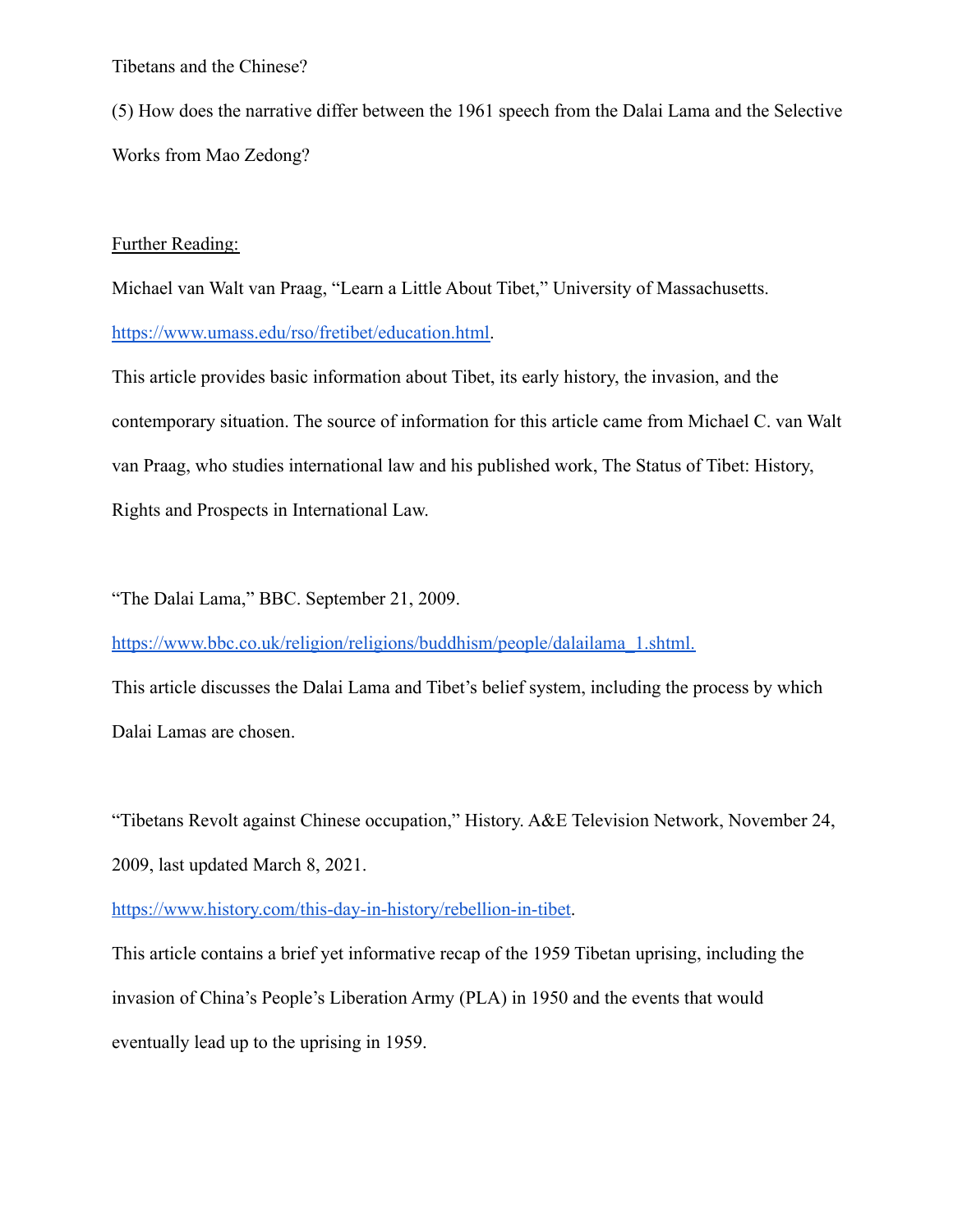Tibetans and the Chinese?

(5) How does the narrative differ between the 1961 speech from the Dalai Lama and the Selective Works from Mao Zedong?

<u>Further Reading:</u>

Michael van Walt van Praag, "Learn a Little About Tibet," University of Massachusetts. https://www.umass.edu/rso/fretibet/education.html.

This article provides basic information about Tibet, its early history, the invasion, and the contemporary situation. The source of information for this article came from Michael C. van Walt van Praag, who studies international law and his published work, The Status of Tibet: History, Rights and Prospects in International Law.

"The Dalai Lama," BBC. September 21, 2009.

https://www.bbc.co.uk/religion/religions/buddhism/people/dalailama_1.shtml.

This article discusses the Dalai Lama and Tibet's belief system, including the process by which Dalai Lamas are chosen.

"Tibetans Revolt against Chinese occupation," History. A&E Television Network, November 24, 2009, last updated March 8, 2021.

https://www.history.com/this-day-in-history/rebellion-in-tibet.

This article contains a brief yet informative recap of the 1959 Tibetan uprising, including the invasion of China's People's Liberation Army (PLA) in 1950 and the events that would eventually lead up to the uprising in 1959.